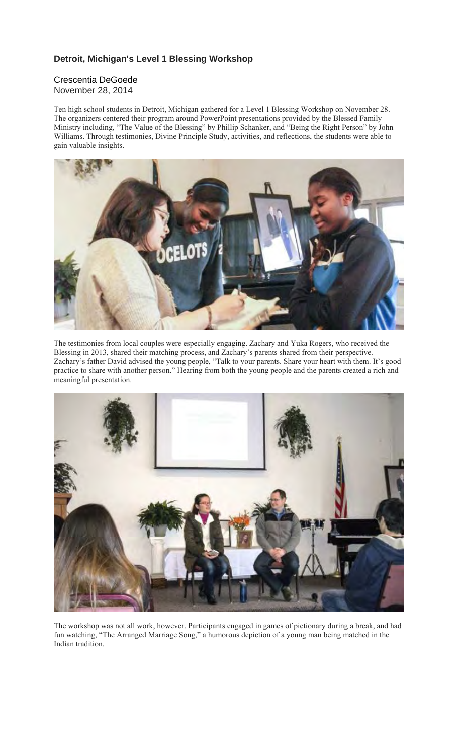## Detroit, Michigan's Level 1 Blessing Workshop

Crescentia DeGoede
November 28, 2014

Ten high school students in Detroit, Michigan gathered for a Level 1 Blessing Workshop on November 28. The organizers centered their program around PowerPoint presentations provided by the Blessed Family Ministry including, "The Value of the Blessing" by Phillip Schanker, and "Being the Right Person" by John Williams. Through testimonies, Divine Principle Study, activities, and reflections, the students were able to gain valuable insights.

The testimonies from local couples were especially engaging. Zachary and Yuka Rogers, who received the Blessing in 2013, shared their matching process, and Zachary's parents shared from their perspective. Zachary's father David advised the young people, "Talk to your parents. Share your heart with them. It's good practice to share with another person." Hearing from both the young people and the parents created a rich and meaningful presentation.

The workshop was not all work, however. Participants engaged in games of pictionary during a break, and had fun watching, "The Arranged Marriage Song," a humorous depiction of a young man being matched in the Indian tradition.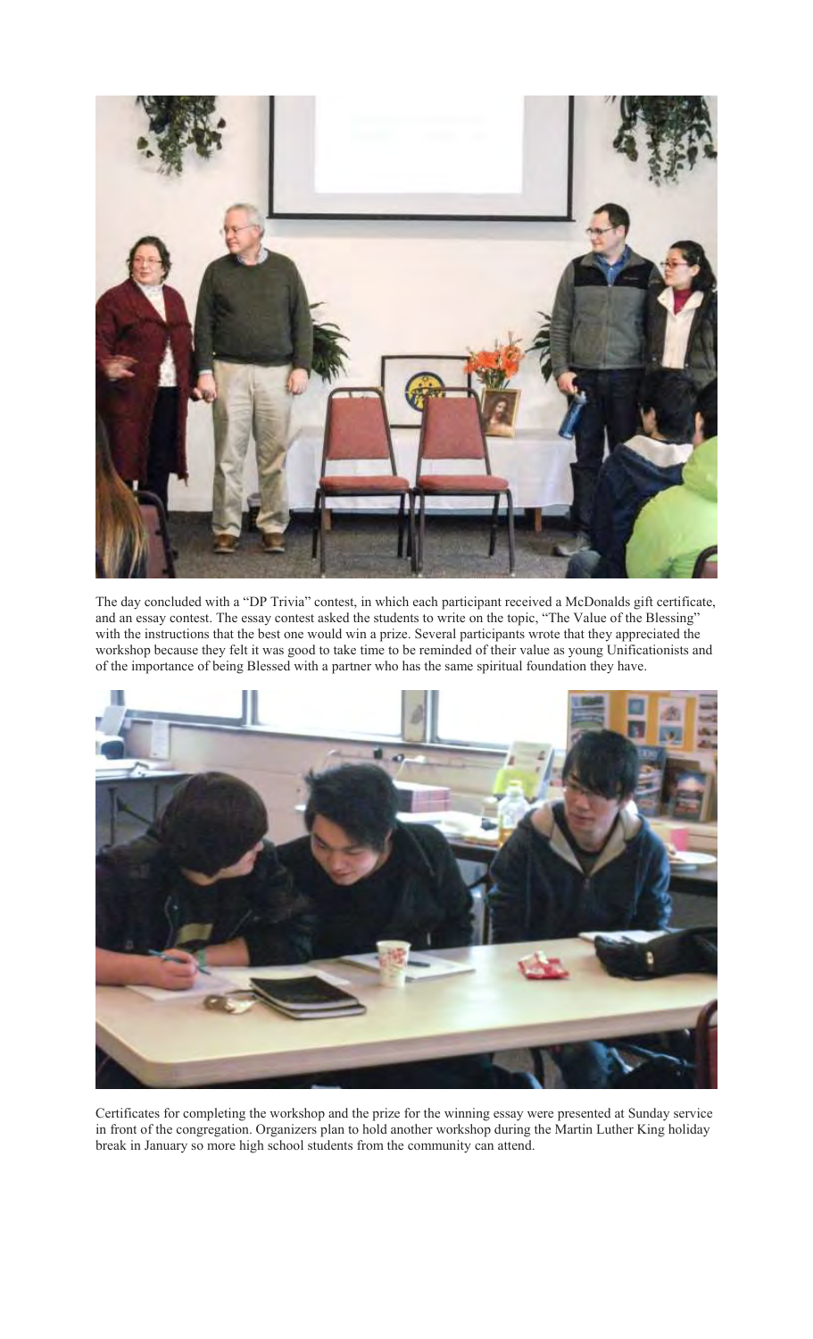The day concluded with a "DP Trivia" contest, in which each participant received a McDonalds gift certificate, and an essay contest. The essay contest asked the students to write on the topic, "The Value of the Blessing" with the instructions that the best one would win a prize. Several participants wrote that they appreciated the workshop because they felt it was good to take time to be reminded of their value as young Unificationists and of the importance of being Blessed with a partner who has the same spiritual foundation they have.

Certificates for completing the workshop and the prize for the winning essay were presented at Sunday service in front of the congregation. Organizers plan to hold another workshop during the Martin Luther King holiday break in January so more high school students from the community can attend.